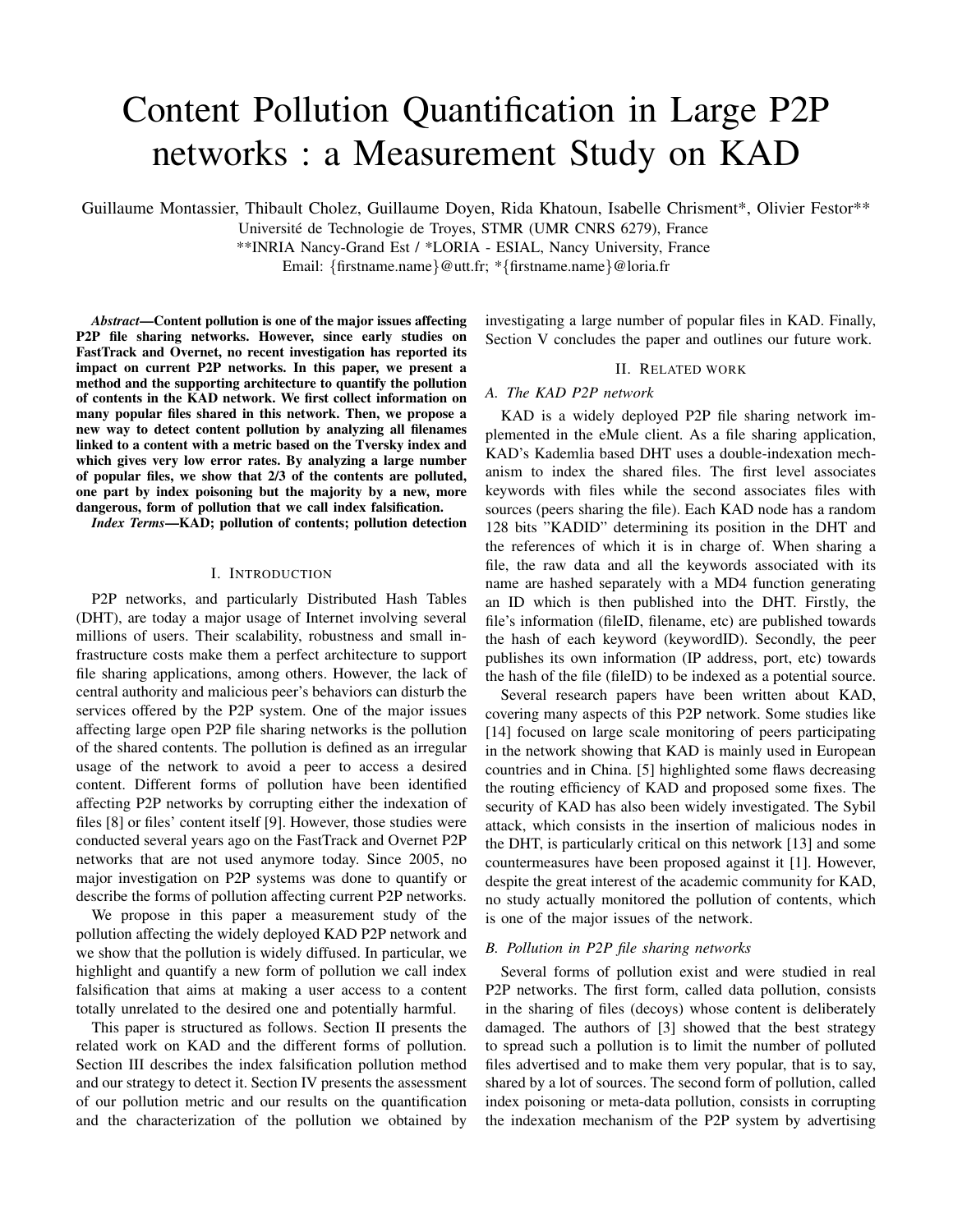# Content Pollution Quantification in Large P2P networks : a Measurement Study on KAD

Guillaume Montassier, Thibault Cholez, Guillaume Doyen, Rida Khatoun, Isabelle Chrisment*, Olivier Festor**

Université de Technologie de Troyes, STMR (UMR CNRS 6279), France

**INRIA Nancy-Grand Est / *LORIA - ESIAL, Nancy University, France

Email: {firstname.name}@utt.fr; *{firstname.name}@loria.fr

***Abstract*—Content pollution is one of the major issues affecting P2P file sharing networks. However, since early studies on FastTrack and Overnet, no recent investigation has reported its impact on current P2P networks. In this paper, we present a method and the supporting architecture to quantify the pollution of contents in the KAD network. We first collect information on many popular files shared in this network. Then, we propose a new way to detect content pollution by analyzing all filenames linked to a content with a metric based on the Tversky index and which gives very low error rates. By analyzing a large number of popular files, we show that 2/3 of the contents are polluted, one part by index poisoning but the majority by a new, more dangerous, form of pollution that we call index falsification.**

***Index Terms*—KAD; pollution of contents; pollution detection**

## I. Introduction

P2P networks, and particularly Distributed Hash Tables (DHT), are today a major usage of Internet involving several millions of users. Their scalability, robustness and small infrastructure costs make them a perfect architecture to support file sharing applications, among others. However, the lack of central authority and malicious peer's behaviors can disturb the services offered by the P2P system. One of the major issues affecting large open P2P file sharing networks is the pollution of the shared contents. The pollution is defined as an irregular usage of the network to avoid a peer to access a desired content. Different forms of pollution have been identified affecting P2P networks by corrupting either the indexation of files [8] or files' content itself [9]. However, those studies were conducted several years ago on the FastTrack and Overnet P2P networks that are not used anymore today. Since 2005, no major investigation on P2P systems was done to quantify or describe the forms of pollution affecting current P2P networks.

We propose in this paper a measurement study of the pollution affecting the widely deployed KAD P2P network and we show that the pollution is widely diffused. In particular, we highlight and quantify a new form of pollution we call index falsification that aims at making a user access to a content totally unrelated to the desired one and potentially harmful.

This paper is structured as follows. Section II presents the related work on KAD and the different forms of pollution. Section III describes the index falsification pollution method and our strategy to detect it. Section IV presents the assessment of our pollution metric and our results on the quantification and the characterization of the pollution we obtained by investigating a large number of popular files in KAD. Finally, Section V concludes the paper and outlines our future work.

## II. Related work

### A. The KAD P2P network

KAD is a widely deployed P2P file sharing network implemented in the eMule client. As a file sharing application, KAD's Kademlia based DHT uses a double-indexation mechanism to index the shared files. The first level associates keywords with files while the second associates files with sources (peers sharing the file). Each KAD node has a random 128 bits "KADID" determining its position in the DHT and the references of which it is in charge of. When sharing a file, the raw data and all the keywords associated with its name are hashed separately with a MD4 function generating an ID which is then published into the DHT. Firstly, the file's information (fileID, filename, etc) are published towards the hash of each keyword (keywordID). Secondly, the peer publishes its own information (IP address, port, etc) towards the hash of the file (fileID) to be indexed as a potential source.

Several research papers have been written about KAD, covering many aspects of this P2P network. Some studies like [14] focused on large scale monitoring of peers participating in the network showing that KAD is mainly used in European countries and in China. [5] highlighted some flaws decreasing the routing efficiency of KAD and proposed some fixes. The security of KAD has also been widely investigated. The Sybil attack, which consists in the insertion of malicious nodes in the DHT, is particularly critical on this network [13] and some countermeasures have been proposed against it [1]. However, despite the great interest of the academic community for KAD, no study actually monitored the pollution of contents, which is one of the major issues of the network.

### B. Pollution in P2P file sharing networks

Several forms of pollution exist and were studied in real P2P networks. The first form, called data pollution, consists in the sharing of files (decoys) whose content is deliberately damaged. The authors of [3] showed that the best strategy to spread such a pollution is to limit the number of polluted files advertised and to make them very popular, that is to say, shared by a lot of sources. The second form of pollution, called index poisoning or meta-data pollution, consists in corrupting the indexation mechanism of the P2P system by advertising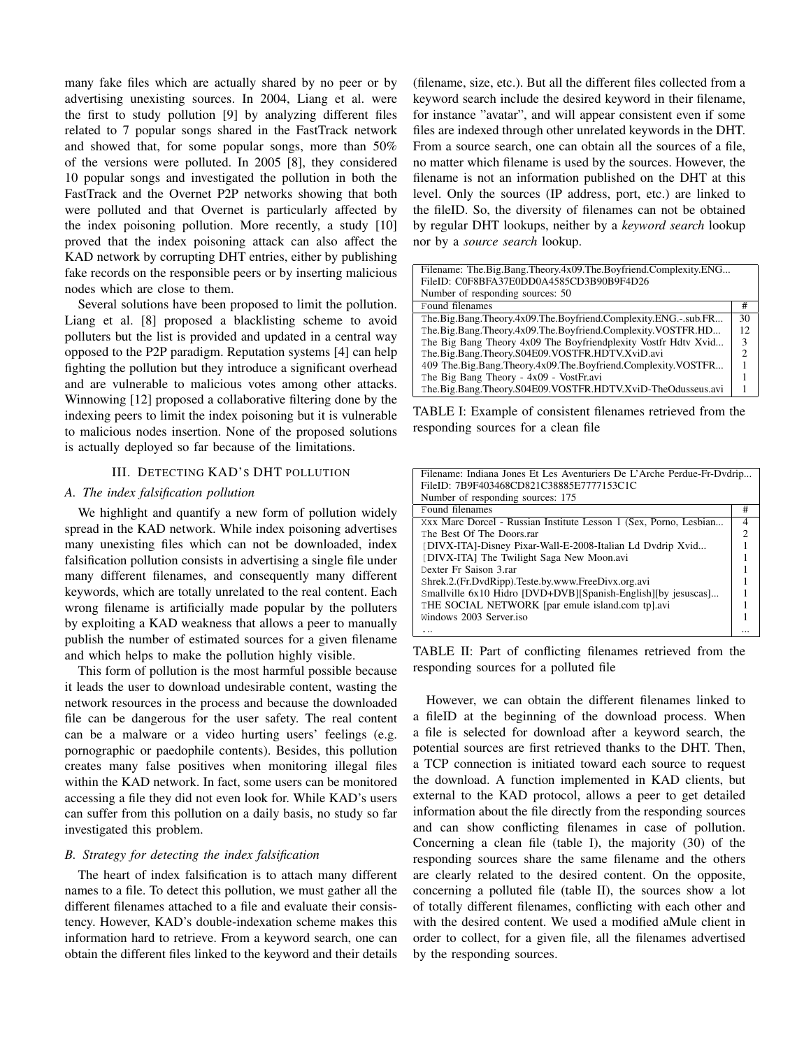many fake files which are actually shared by no peer or by advertising unexisting sources. In 2004, Liang et al. were the first to study pollution [9] by analyzing different files related to 7 popular songs shared in the FastTrack network and showed that, for some popular songs, more than 50% of the versions were polluted. In 2005 [8], they considered 10 popular songs and investigated the pollution in both the FastTrack and the Overnet P2P networks showing that both were polluted and that Overnet is particularly affected by the index poisoning pollution. More recently, a study [10] proved that the index poisoning attack can also affect the KAD network by corrupting DHT entries, either by publishing fake records on the responsible peers or by inserting malicious nodes which are close to them.

Several solutions have been proposed to limit the pollution. Liang et al. [8] proposed a blacklisting scheme to avoid polluters but the list is provided and updated in a central way opposed to the P2P paradigm. Reputation systems [4] can help fighting the pollution but they introduce a significant overhead and are vulnerable to malicious votes among other attacks. Winnowing [12] proposed a collaborative filtering done by the indexing peers to limit the index poisoning but it is vulnerable to malicious nodes insertion. None of the proposed solutions is actually deployed so far because of the limitations.

## III. Detecting KAD's DHT pollution

### A. The index falsification pollution

We highlight and quantify a new form of pollution widely spread in the KAD network. While index poisoning advertises many unexisting files which can not be downloaded, index falsification pollution consists in advertising a single file under many different filenames, and consequently many different keywords, which are totally unrelated to the real content. Each wrong filename is artificially made popular by the polluters by exploiting a KAD weakness that allows a peer to manually publish the number of estimated sources for a given filename and which helps to make the pollution highly visible.

This form of pollution is the most harmful possible because it leads the user to download undesirable content, wasting the network resources in the process and because the downloaded file can be dangerous for the user safety. The real content can be a malware or a video hurting users' feelings (e.g. pornographic or paedophile contents). Besides, this pollution creates many false positives when monitoring illegal files within the KAD network. In fact, some users can be monitored accessing a file they did not even look for. While KAD's users can suffer from this pollution on a daily basis, no study so far investigated this problem.

### B. Strategy for detecting the index falsification

The heart of index falsification is to attach many different names to a file. To detect this pollution, we must gather all the different filenames attached to a file and evaluate their consistency. However, KAD's double-indexation scheme makes this information hard to retrieve. From a keyword search, one can obtain the different files linked to the keyword and their details (filename, size, etc.). But all the different files collected from a keyword search include the desired keyword in their filename, for instance "avatar", and will appear consistent even if some files are indexed through other unrelated keywords in the DHT. From a source search, one can obtain all the sources of a file, no matter which filename is used by the sources. However, the filename is not an information published on the DHT at this level. Only the sources (IP address, port, etc.) are linked to the fileID. So, the diversity of filenames can not be obtained by regular DHT lookups, neither by a *keyword search* lookup nor by a *source search* lookup.

| Filename: The.Big.Bang.Theory.4x09.The.Boyfriend.Complexity.ENG...<br>FileID: C0F8BFA37E0DD0A4585CD3B90B9F4D26<br>Number of responding sources: 50 | |
|---|---|
| Found filenames | # |
| The.Big.Bang.Theory.4x09.The.Boyfriend.Complexity.ENG.-.sub.FR... | 30 |
| The.Big.Bang.Theory.4x09.The.Boyfriend.Complexity.VOSTFR.HD... | 12 |
| The Big Bang Theory 4x09 The Boyfriendplexity Vostfr Hdtv Xvid... | 3 |
| The.Big.Bang.Theory.S04E09.VOSTFR.HDTV.XviD.avi | 2 |
| 409 The.Big.Bang.Theory.4x09.The.Boyfriend.Complexity.VOSTFR... | 1 |
| The Big Bang Theory - 4x09 - VostFr.avi | 1 |
| The.Big.Bang.Theory.S04E09.VOSTFR.HDTV.XviD-TheOdusseus.avi | 1 |

TABLE I: Example of consistent filenames retrieved from the responding sources for a clean file

| Filename: Indiana Jones Et Les Aventuriers De L'Arche Perdue-Fr-Dvdrip...<br>FileID: 7B9F403468CD821C38885E7777153C1C<br>Number of responding sources: 175 | |
|---|---|
| Found filenames | # |
| Xxx Marc Dorcel - Russian Institute Lesson 1 (Sex, Porno, Lesbian... | 4 |
| The Best Of The Doors.rar | 2 |
| [DIVX-ITA]-Disney Pixar-Wall-E-2008-Italian Ld Dvdrip Xvid... | 1 |
| [DIVX-ITA] The Twilight Saga New Moon.avi | 1 |
| Dexter Fr Saison 3.rar | 1 |
| Shrek.2.(Fr.DvdRipp).Teste.by.www.FreeDivx.org.avi | 1 |
| Smallville 6x10 Hidro [DVD+DVB][Spanish-English][by jesuscas]... | 1 |
| THE SOCIAL NETWORK [par emule island.com tp].avi | 1 |
| Windows 2003 Server.iso | 1 |
| ... | ... |

TABLE II: Part of conflicting filenames retrieved from the responding sources for a polluted file

However, we can obtain the different filenames linked to a fileID at the beginning of the download process. When a file is selected for download after a keyword search, the potential sources are first retrieved thanks to the DHT. Then, a TCP connection is initiated toward each source to request the download. A function implemented in KAD clients, but external to the KAD protocol, allows a peer to get detailed information about the file directly from the responding sources and can show conflicting filenames in case of pollution. Concerning a clean file (table I), the majority (30) of the responding sources share the same filename and the others are clearly related to the desired content. On the opposite, concerning a polluted file (table II), the sources show a lot of totally different filenames, conflicting with each other and with the desired content. We used a modified aMule client in order to collect, for a given file, all the filenames advertised by the responding sources.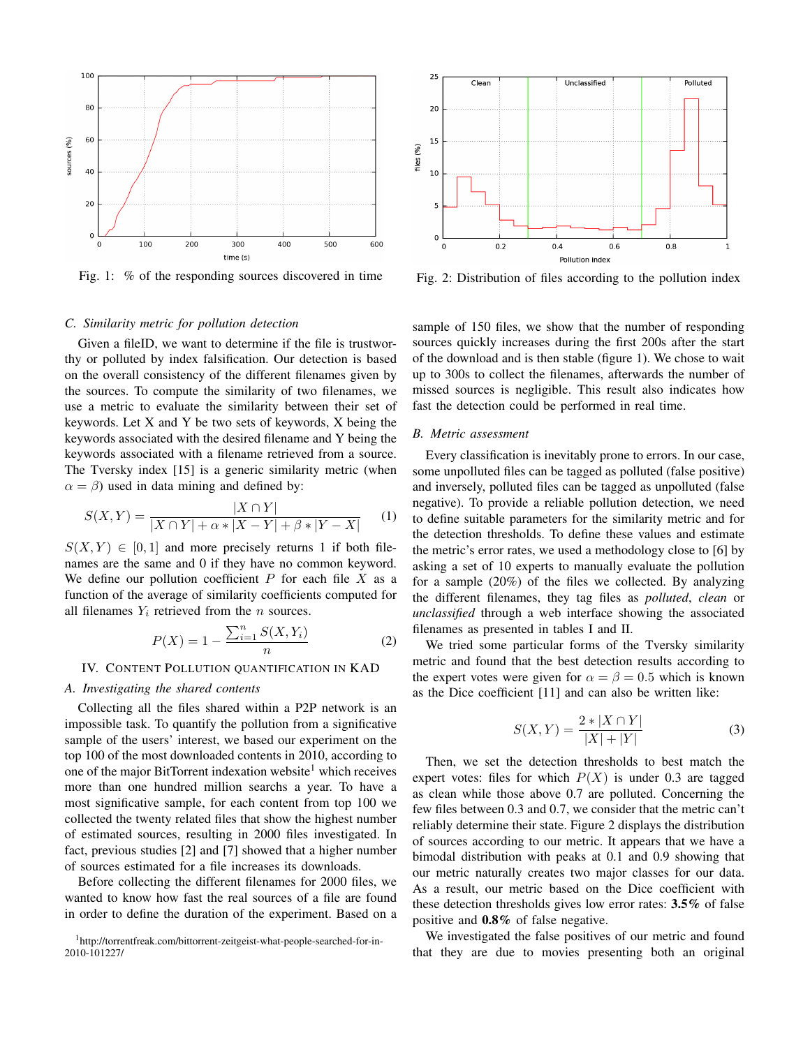Fig. 1: % of the responding sources discovered in time

Fig. 2: Distribution of files according to the pollution index

### C. Similarity metric for pollution detection

Given a fileID, we want to determine if the file is trustworthy or polluted by index falsification. Our detection is based on the overall consistency of the different filenames given by the sources. To compute the similarity of two filenames, we use a metric to evaluate the similarity between their set of keywords. Let X and Y be two sets of keywords, X being the keywords associated with the desired filename and Y being the keywords associated with a filename retrieved from a source. The Tversky index [15] is a generic similarity metric (when $\alpha = \beta$) used in data mining and defined by:

$$S(X,Y) = \frac{|X \cap Y|}{|X \cap Y| + \alpha * |X - Y| + \beta * |Y - X|} \quad (1)$$

$S(X,Y) \in [0,1]$ and more precisely returns 1 if both filenames are the same and 0 if they have no common keyword. We define our pollution coefficient $P$ for each file $X$ as a function of the average of similarity coefficients computed for all filenames $Y_i$ retrieved from the $n$ sources.

$$P(X) = 1 - \frac{\sum_{i=1}^{n} S(X, Y_i)}{n} \quad (2)$$

## IV. Content Pollution quantification in KAD

### A. Investigating the shared contents

Collecting all the files shared within a P2P network is an impossible task. To quantify the pollution from a significative sample of the users' interest, we based our experiment on the top 100 of the most downloaded contents in 2010, according to one of the major BitTorrent indexation website[1] which receives more than one hundred million searchs a year. To have a most significative sample, for each content from top 100 we collected the twenty related files that show the highest number of estimated sources, resulting in 2000 files investigated. In fact, previous studies [2] and [7] showed that a higher number of sources estimated for a file increases its downloads.

Before collecting the different filenames for 2000 files, we wanted to know how fast the real sources of a file are found in order to define the duration of the experiment. Based on a sample of 150 files, we show that the number of responding sources quickly increases during the first 200s after the start of the download and is then stable (figure 1). We chose to wait up to 300s to collect the filenames, afterwards the number of missed sources is negligible. This result also indicates how fast the detection could be performed in real time.

### B. Metric assessment

Every classification is inevitably prone to errors. In our case, some unpolluted files can be tagged as polluted (false positive) and inversely, polluted files can be tagged as unpolluted (false negative). To provide a reliable pollution detection, we need to define suitable parameters for the similarity metric and for the detection thresholds. To define these values and estimate the metric's error rates, we used a methodology close to [6] by asking a set of 10 experts to manually evaluate the pollution for a sample (20%) of the files we collected. By analyzing the different filenames, they tag files as *polluted*, *clean* or *unclassified* through a web interface showing the associated filenames as presented in tables I and II.

We tried some particular forms of the Tversky similarity metric and found that the best detection results according to the expert votes were given for $\alpha = \beta = 0.5$ which is known as the Dice coefficient [11] and can also be written like:

$$S(X,Y) = \frac{2 * |X \cap Y|}{|X| + |Y|} \quad (3)$$

Then, we set the detection thresholds to best match the expert votes: files for which $P(X)$ is under 0.3 are tagged as clean while those above 0.7 are polluted. Concerning the few files between 0.3 and 0.7, we consider that the metric can't reliably determine their state. Figure 2 displays the distribution of sources according to our metric. It appears that we have a bimodal distribution with peaks at 0.1 and 0.9 showing that our metric naturally creates two major classes for our data. As a result, our metric based on the Dice coefficient with these detection thresholds gives low error rates: **3.5%** of false positive and **0.8%** of false negative.

We investigated the false positives of our metric and found that they are due to movies presenting both an original

[1] http://torrentfreak.com/bittorrent-zeitgeist-what-people-searched-for-in-2010-101227/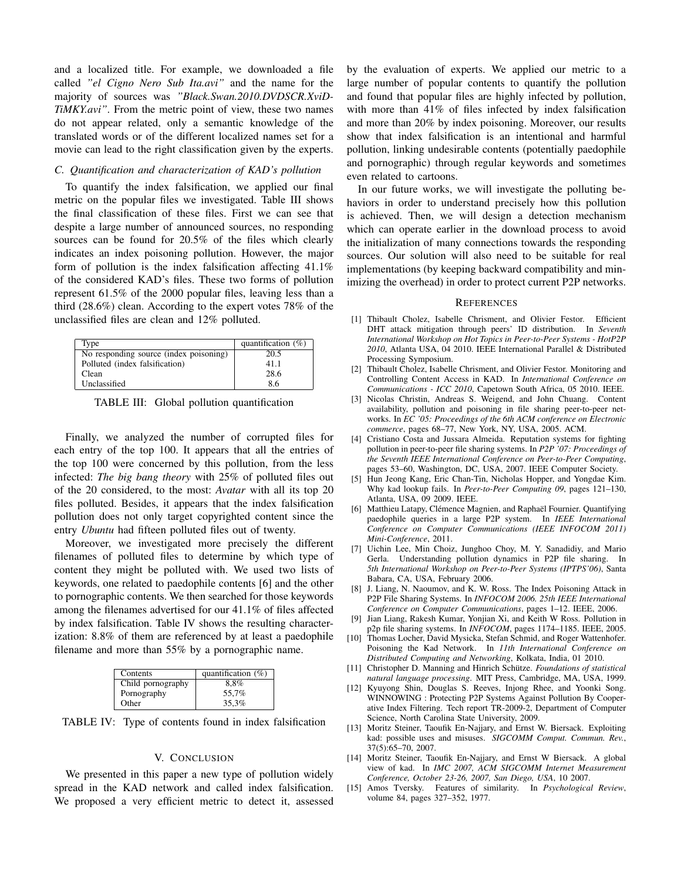and a localized title. For example, we downloaded a file called *"el Cigno Nero Sub Ita.avi"* and the name for the majority of sources was *"Black.Swan.2010.DVDSCR.XviD-TiMKY.avi"*. From the metric point of view, these two names do not appear related, only a semantic knowledge of the translated words or of the different localized names set for a movie can lead to the right classification given by the experts.

### C. Quantification and characterization of KAD's pollution

To quantify the index falsification, we applied our final metric on the popular files we investigated. Table III shows the final classification of these files. First we can see that despite a large number of announced sources, no responding sources can be found for 20.5% of the files which clearly indicates an index poisoning pollution. However, the major form of pollution is the index falsification affecting 41.1% of the considered KAD's files. These two forms of pollution represent 61.5% of the 2000 popular files, leaving less than a third (28.6%) clean. According to the expert votes 78% of the unclassified files are clean and 12% polluted.

| Type | quantification (%) |
|---|---|
| No responding source (index poisoning) | 20.5 |
| Polluted (index falsification) | 41.1 |
| Clean | 28.6 |
| Unclassified | 8.6 |

TABLE III: Global pollution quantification

Finally, we analyzed the number of corrupted files for each entry of the top 100. It appears that all the entries of the top 100 were concerned by this pollution, from the less infected: *The big bang theory* with 25% of polluted files out of the 20 considered, to the most: *Avatar* with all its top 20 files polluted. Besides, it appears that the index falsification pollution does not only target copyrighted content since the entry *Ubuntu* had fifteen polluted files out of twenty.

Moreover, we investigated more precisely the different filenames of polluted files to determine by which type of content they might be polluted with. We used two lists of keywords, one related to paedophile contents [6] and the other to pornographic contents. We then searched for those keywords among the filenames advertised for our 41.1% of files affected by index falsification. Table IV shows the resulting characterization: 8.8% of them are referenced by at least a paedophile filename and more than 55% by a pornographic name.

| Contents | quantification (%) |
|---|---|
| Child pornography | 8,8% |
| Pornography | 55,7% |
| Other | 35,3% |

TABLE IV: Type of contents found in index falsification

## V. Conclusion

We presented in this paper a new type of pollution widely spread in the KAD network and called index falsification. We proposed a very efficient metric to detect it, assessed by the evaluation of experts. We applied our metric to a large number of popular contents to quantify the pollution and found that popular files are highly infected by pollution, with more than 41% of files infected by index falsification and more than 20% by index poisoning. Moreover, our results show that index falsification is an intentional and harmful pollution, linking undesirable contents (potentially paedophile and pornographic) through regular keywords and sometimes even related to cartoons.

In our future works, we will investigate the polluting behaviors in order to understand precisely how this pollution is achieved. Then, we will design a detection mechanism which can operate earlier in the download process to avoid the initialization of many connections towards the responding sources. Our solution will also need to be suitable for real implementations (by keeping backward compatibility and minimizing the overhead) in order to protect current P2P networks.

## References

[1] Thibault Cholez, Isabelle Chrisment, and Olivier Festor. Efficient DHT attack mitigation through peers' ID distribution. In *Seventh International Workshop on Hot Topics in Peer-to-Peer Systems - HotP2P 2010*, Atlanta USA, 04 2010. IEEE International Parallel & Distributed Processing Symposium.

[2] Thibault Cholez, Isabelle Chrisment, and Olivier Festor. Monitoring and Controlling Content Access in KAD. In *International Conference on Communications - ICC 2010*, Capetown South Africa, 05 2010. IEEE.

[3] Nicolas Christin, Andreas S. Weigend, and John Chuang. Content availability, pollution and poisoning in file sharing peer-to-peer networks. In *EC '05: Proceedings of the 6th ACM conference on Electronic commerce*, pages 68–77, New York, NY, USA, 2005. ACM.

[4] Cristiano Costa and Jussara Almeida. Reputation systems for fighting pollution in peer-to-peer file sharing systems. In *P2P '07: Proceedings of the Seventh IEEE International Conference on Peer-to-Peer Computing*, pages 53–60, Washington, DC, USA, 2007. IEEE Computer Society.

[5] Hun Jeong Kang, Eric Chan-Tin, Nicholas Hopper, and Yongdae Kim. Why kad lookup fails. In *Peer-to-Peer Computing 09*, pages 121–130, Atlanta, USA, 09 2009. IEEE.

[6] Matthieu Latapy, Clémence Magnien, and Raphaël Fournier. Quantifying paedophile queries in a large P2P system. In *IEEE International Conference on Computer Communications (IEEE INFOCOM 2011) Mini-Conference*, 2011.

[7] Uichin Lee, Min Choiz, Junghoo Choy, M. Y. Sanadidiy, and Mario Gerla. Understanding pollution dynamics in P2P file sharing. In *5th International Workshop on Peer-to-Peer Systems (IPTPS'06)*, Santa Babara, CA, USA, February 2006.

[8] J. Liang, N. Naoumov, and K. W. Ross. The Index Poisoning Attack in P2P File Sharing Systems. In *INFOCOM 2006. 25th IEEE International Conference on Computer Communications*, pages 1–12. IEEE, 2006.

[9] Jian Liang, Rakesh Kumar, Yonjian Xi, and Keith W Ross. Pollution in p2p file sharing systems. In *INFOCOM*, pages 1174–1185. IEEE, 2005.

[10] Thomas Locher, David Mysicka, Stefan Schmid, and Roger Wattenhofer. Poisoning the Kad Network. In *11th International Conference on Distributed Computing and Networking*, Kolkata, India, 01 2010.

[11] Christopher D. Manning and Hinrich Schütze. *Foundations of statistical natural language processing*. MIT Press, Cambridge, MA, USA, 1999.

[12] Kyuyong Shin, Douglas S. Reeves, Injong Rhee, and Yoonki Song. WINNOWING : Protecting P2P Systems Against Pollution By Cooperative Index Filtering. Tech report TR-2009-2, Department of Computer Science, North Carolina State University, 2009.

[13] Moritz Steiner, Taoufik En-Najjary, and Ernst W. Biersack. Exploiting kad: possible uses and misuses. *SIGCOMM Comput. Commun. Rev.*, 37(5):65–70, 2007.

[14] Moritz Steiner, Taoufik En-Najjary, and Ernst W Biersack. A global view of kad. In *IMC 2007, ACM SIGCOMM Internet Measurement Conference, October 23-26, 2007, San Diego, USA*, 10 2007.

[15] Amos Tversky. Features of similarity. In *Psychological Review*, volume 84, pages 327–352, 1977.